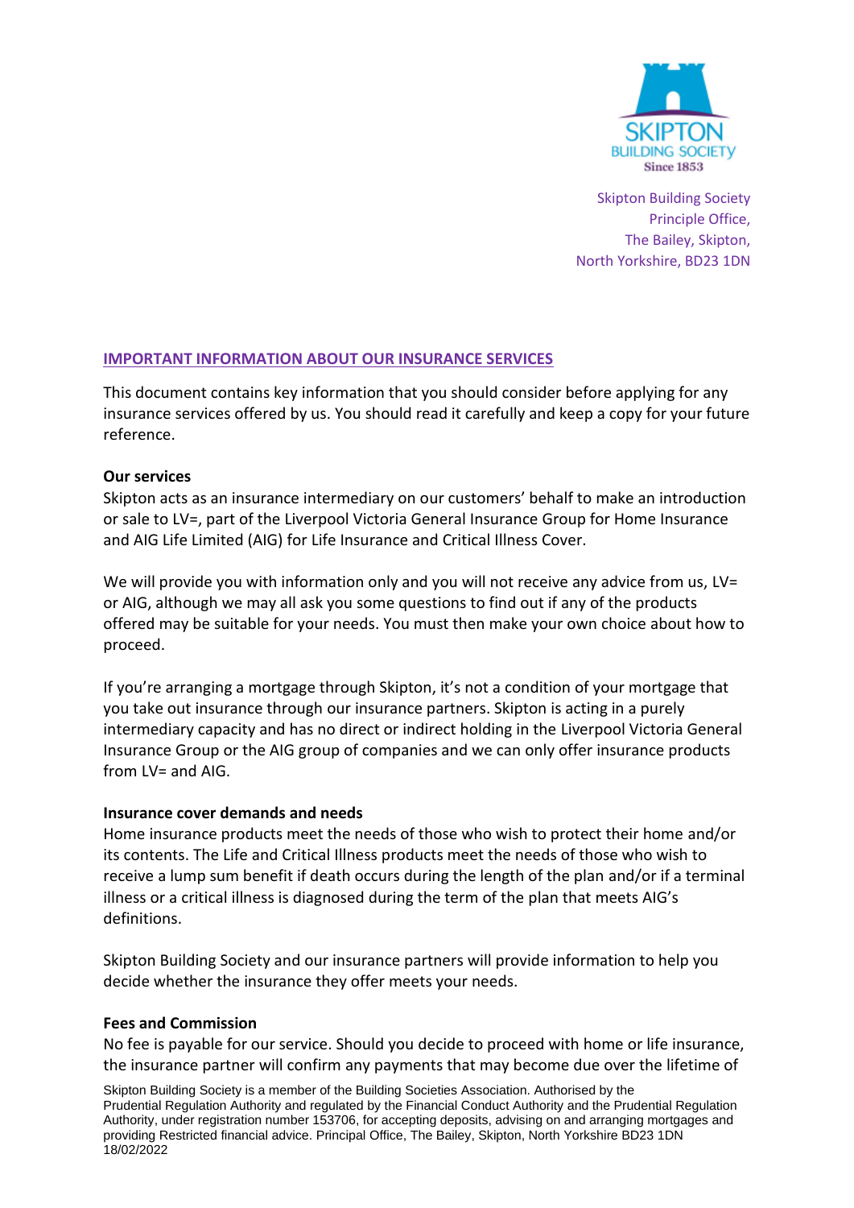Skipton Building Society
Principle Office,
The Bailey, Skipton,
North Yorkshire, BD23 1DN

## IMPORTANT INFORMATION ABOUT OUR INSURANCE SERVICES

This document contains key information that you should consider before applying for any insurance services offered by us. You should read it carefully and keep a copy for your future reference.

**Our services**

Skipton acts as an insurance intermediary on our customers' behalf to make an introduction or sale to LV=, part of the Liverpool Victoria General Insurance Group for Home Insurance and AIG Life Limited (AIG) for Life Insurance and Critical Illness Cover.

We will provide you with information only and you will not receive any advice from us, LV= or AIG, although we may all ask you some questions to find out if any of the products offered may be suitable for your needs. You must then make your own choice about how to proceed.

If you're arranging a mortgage through Skipton, it's not a condition of your mortgage that you take out insurance through our insurance partners. Skipton is acting in a purely intermediary capacity and has no direct or indirect holding in the Liverpool Victoria General Insurance Group or the AIG group of companies and we can only offer insurance products from LV= and AIG.

**Insurance cover demands and needs**

Home insurance products meet the needs of those who wish to protect their home and/or its contents. The Life and Critical Illness products meet the needs of those who wish to receive a lump sum benefit if death occurs during the length of the plan and/or if a terminal illness or a critical illness is diagnosed during the term of the plan that meets AIG's definitions.

Skipton Building Society and our insurance partners will provide information to help you decide whether the insurance they offer meets your needs.

**Fees and Commission**

No fee is payable for our service. Should you decide to proceed with home or life insurance, the insurance partner will confirm any payments that may become due over the lifetime of

Skipton Building Society is a member of the Building Societies Association. Authorised by the Prudential Regulation Authority and regulated by the Financial Conduct Authority and the Prudential Regulation Authority, under registration number 153706, for accepting deposits, advising on and arranging mortgages and providing Restricted financial advice. Principal Office, The Bailey, Skipton, North Yorkshire BD23 1DN
18/02/2022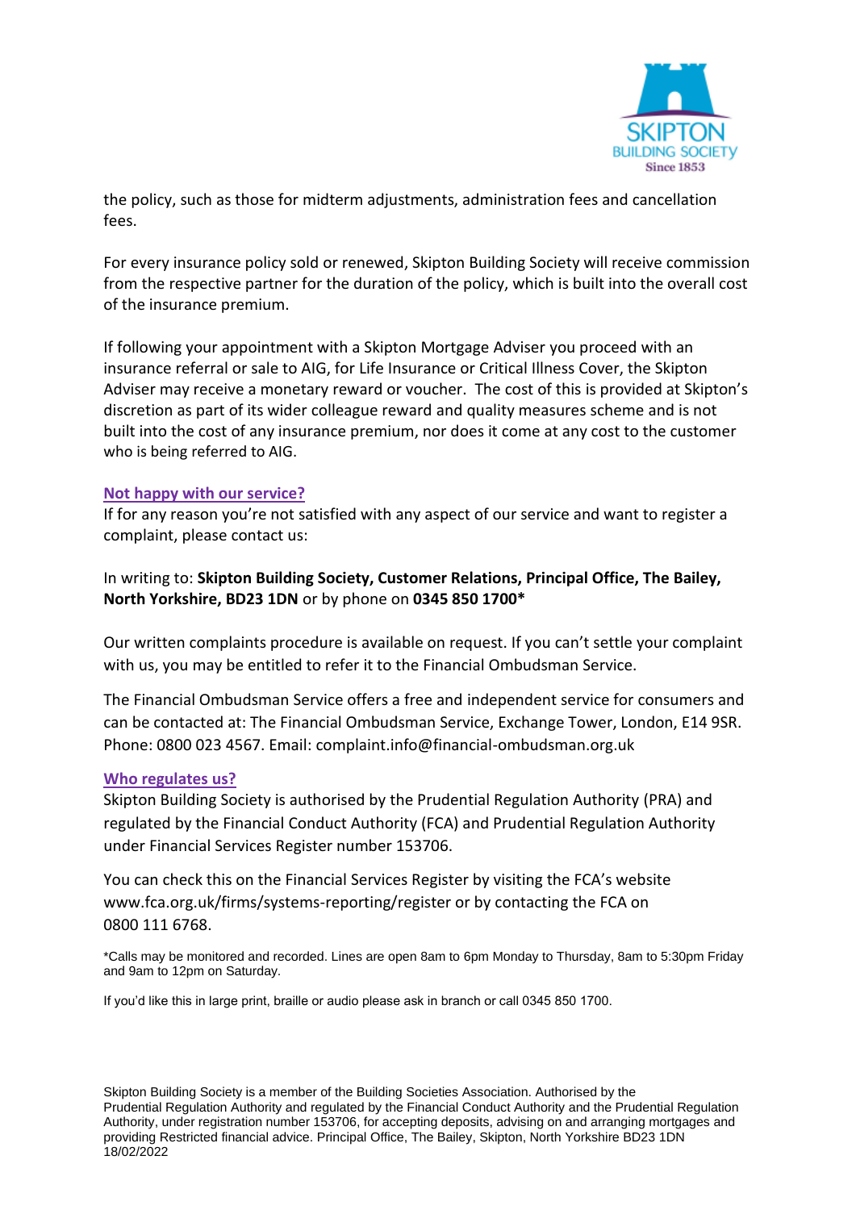the policy, such as those for midterm adjustments, administration fees and cancellation fees.

For every insurance policy sold or renewed, Skipton Building Society will receive commission from the respective partner for the duration of the policy, which is built into the overall cost of the insurance premium.

If following your appointment with a Skipton Mortgage Adviser you proceed with an insurance referral or sale to AIG, for Life Insurance or Critical Illness Cover, the Skipton Adviser may receive a monetary reward or voucher. The cost of this is provided at Skipton's discretion as part of its wider colleague reward and quality measures scheme and is not built into the cost of any insurance premium, nor does it come at any cost to the customer who is being referred to AIG.

## Not happy with our service?

If for any reason you're not satisfied with any aspect of our service and want to register a complaint, please contact us:

In writing to: **Skipton Building Society, Customer Relations, Principal Office, The Bailey, North Yorkshire, BD23 1DN** or by phone on **0345 850 1700***

Our written complaints procedure is available on request. If you can't settle your complaint with us, you may be entitled to refer it to the Financial Ombudsman Service.

The Financial Ombudsman Service offers a free and independent service for consumers and can be contacted at: The Financial Ombudsman Service, Exchange Tower, London, E14 9SR. Phone: 0800 023 4567. Email: complaint.info@financial-ombudsman.org.uk

## Who regulates us?

Skipton Building Society is authorised by the Prudential Regulation Authority (PRA) and regulated by the Financial Conduct Authority (FCA) and Prudential Regulation Authority under Financial Services Register number 153706.

You can check this on the Financial Services Register by visiting the FCA's website www.fca.org.uk/firms/systems-reporting/register or by contacting the FCA on 0800 111 6768.

*Calls may be monitored and recorded. Lines are open 8am to 6pm Monday to Thursday, 8am to 5:30pm Friday and 9am to 12pm on Saturday.

If you'd like this in large print, braille or audio please ask in branch or call 0345 850 1700.

Skipton Building Society is a member of the Building Societies Association. Authorised by the Prudential Regulation Authority and regulated by the Financial Conduct Authority and the Prudential Regulation Authority, under registration number 153706, for accepting deposits, advising on and arranging mortgages and providing Restricted financial advice. Principal Office, The Bailey, Skipton, North Yorkshire BD23 1DN 18/02/2022